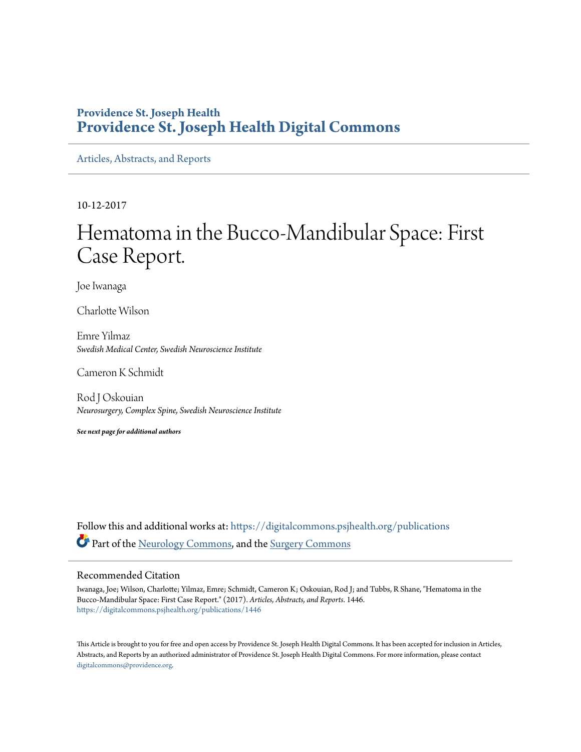Providence St. Joseph Health

# Providence St. Joseph Health Digital Commons

Articles, Abstracts, and Reports

10-12-2017

# Hematoma in the Bucco-Mandibular Space: First Case Report.

Joe Iwanaga

Charlotte Wilson

Emre Yilmaz
*Swedish Medical Center, Swedish Neuroscience Institute*

Cameron K Schmidt

Rod J Oskouian
*Neurosurgery, Complex Spine, Swedish Neuroscience Institute*

***See next page for additional authors***

Follow this and additional works at: https://digitalcommons.psjhealth.org/publications

Part of the Neurology Commons, and the Surgery Commons

## Recommended Citation

Iwanaga, Joe; Wilson, Charlotte; Yilmaz, Emre; Schmidt, Cameron K; Oskouian, Rod J; and Tubbs, R Shane, "Hematoma in the Bucco-Mandibular Space: First Case Report." (2017). *Articles, Abstracts, and Reports*. 1446.
https://digitalcommons.psjhealth.org/publications/1446

This Article is brought to you for free and open access by Providence St. Joseph Health Digital Commons. It has been accepted for inclusion in Articles, Abstracts, and Reports by an authorized administrator of Providence St. Joseph Health Digital Commons. For more information, please contact digitalcommons@providence.org.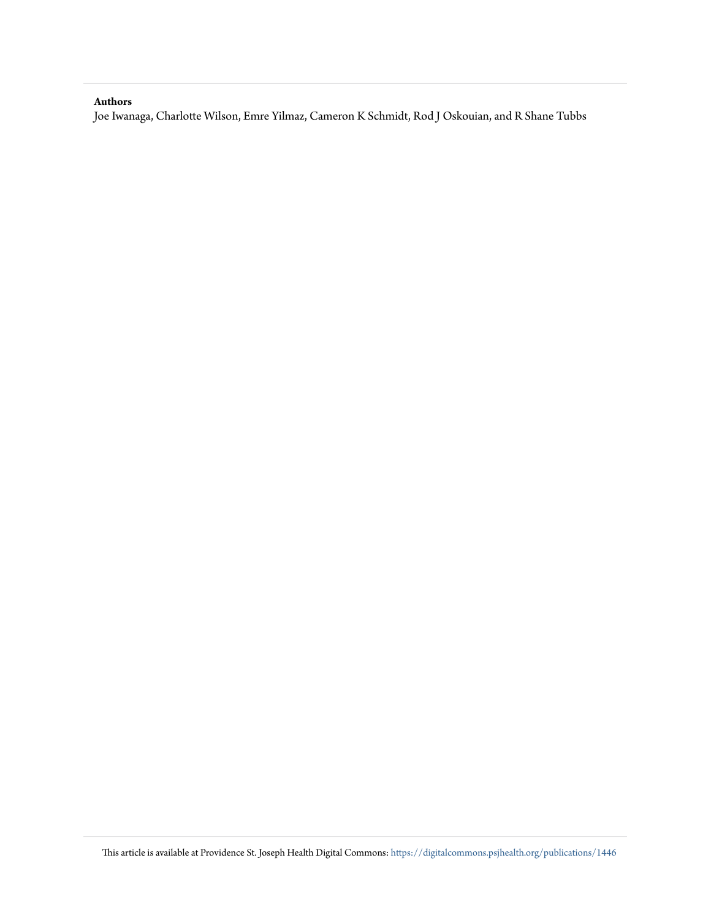**Authors**

Joe Iwanaga, Charlotte Wilson, Emre Yilmaz, Cameron K Schmidt, Rod J Oskouian, and R Shane Tubbs

This article is available at Providence St. Joseph Health Digital Commons: https://digitalcommons.psjhealth.org/publications/1446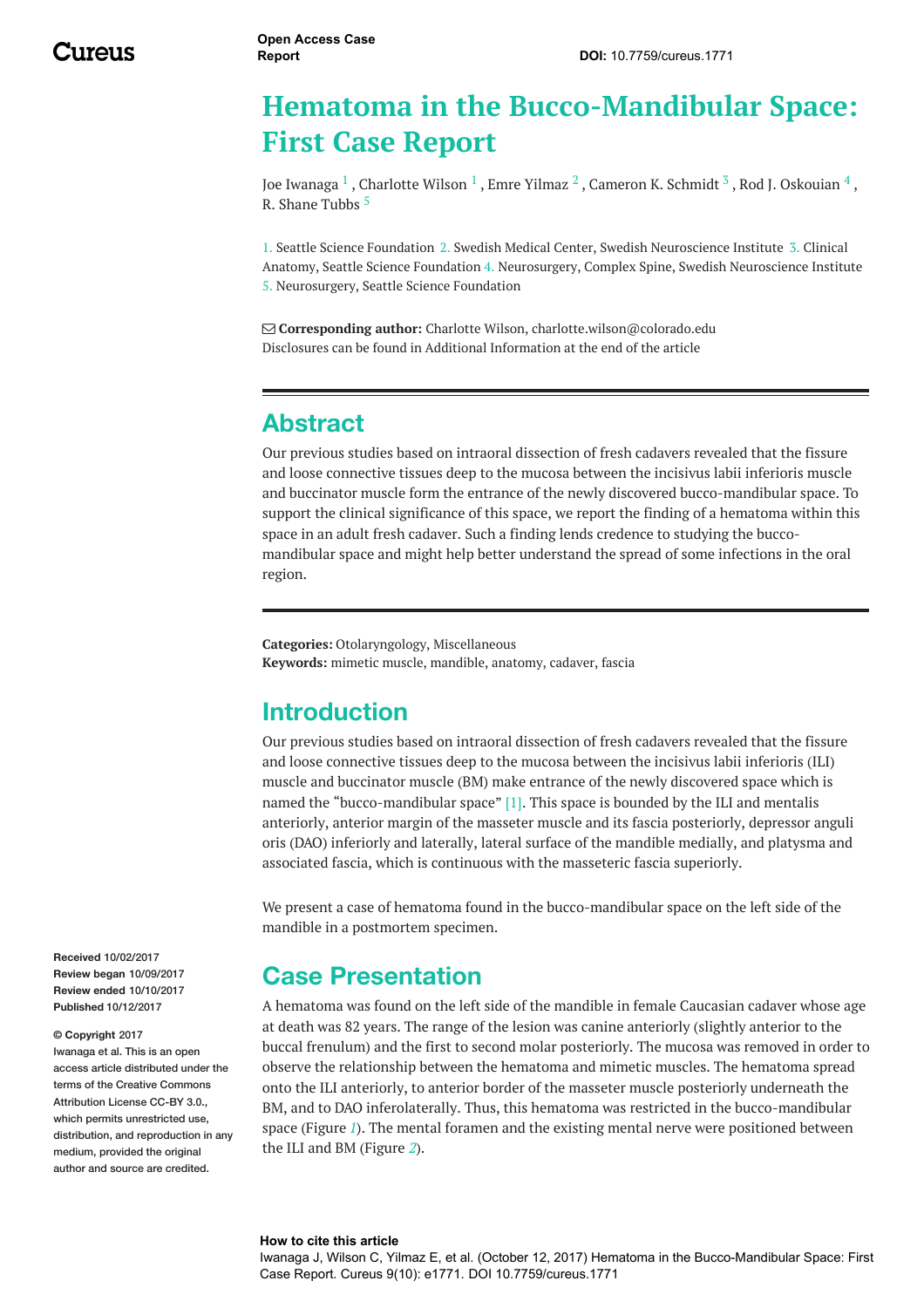# Hematoma in the Bucco-Mandibular Space: First Case Report

Joe Iwanaga [1] , Charlotte Wilson [1] , Emre Yilmaz [2] , Cameron K. Schmidt [3] , Rod J. Oskouian [4] , R. Shane Tubbs [5]

1. Seattle Science Foundation 2. Swedish Medical Center, Swedish Neuroscience Institute 3. Clinical Anatomy, Seattle Science Foundation 4. Neurosurgery, Complex Spine, Swedish Neuroscience Institute 5. Neurosurgery, Seattle Science Foundation

**Corresponding author:** Charlotte Wilson, charlotte.wilson@colorado.edu
Disclosures can be found in Additional Information at the end of the article

## Abstract

Our previous studies based on intraoral dissection of fresh cadavers revealed that the fissure and loose connective tissues deep to the mucosa between the incisivus labii inferioris muscle and buccinator muscle form the entrance of the newly discovered bucco-mandibular space. To support the clinical significance of this space, we report the finding of a hematoma within this space in an adult fresh cadaver. Such a finding lends credence to studying the bucco-mandibular space and might help better understand the spread of some infections in the oral region.

**Categories:** Otolaryngology, Miscellaneous
**Keywords:** mimetic muscle, mandible, anatomy, cadaver, fascia

## Introduction

Our previous studies based on intraoral dissection of fresh cadavers revealed that the fissure and loose connective tissues deep to the mucosa between the incisivus labii inferioris (ILI) muscle and buccinator muscle (BM) make entrance of the newly discovered space which is named the "bucco-mandibular space" [1]. This space is bounded by the ILI and mentalis anteriorly, anterior margin of the masseter muscle and its fascia posteriorly, depressor anguli oris (DAO) inferiorly and laterally, lateral surface of the mandible medially, and platysma and associated fascia, which is continuous with the masseteric fascia superiorly.

We present a case of hematoma found in the bucco-mandibular space on the left side of the mandible in a postmortem specimen.

**Received** 10/02/2017
**Review began** 10/09/2017
**Review ended** 10/10/2017
**Published** 10/12/2017

**© Copyright** 2017
Iwanaga et al. This is an open access article distributed under the terms of the Creative Commons Attribution License CC-BY 3.0., which permits unrestricted use, distribution, and reproduction in any medium, provided the original author and source are credited.

## Case Presentation

A hematoma was found on the left side of the mandible in female Caucasian cadaver whose age at death was 82 years. The range of the lesion was canine anteriorly (slightly anterior to the buccal frenulum) and the first to second molar posteriorly. The mucosa was removed in order to observe the relationship between the hematoma and mimetic muscles. The hematoma spread onto the ILI anteriorly, to anterior border of the masseter muscle posteriorly underneath the BM, and to DAO inferolaterally. Thus, this hematoma was restricted in the bucco-mandibular space (Figure *1*). The mental foramen and the existing mental nerve were positioned between the ILI and BM (Figure *2*).

**How to cite this article**
Iwanaga J, Wilson C, Yilmaz E, et al. (October 12, 2017) Hematoma in the Bucco-Mandibular Space: First Case Report. Cureus 9(10): e1771. DOI 10.7759/cureus.1771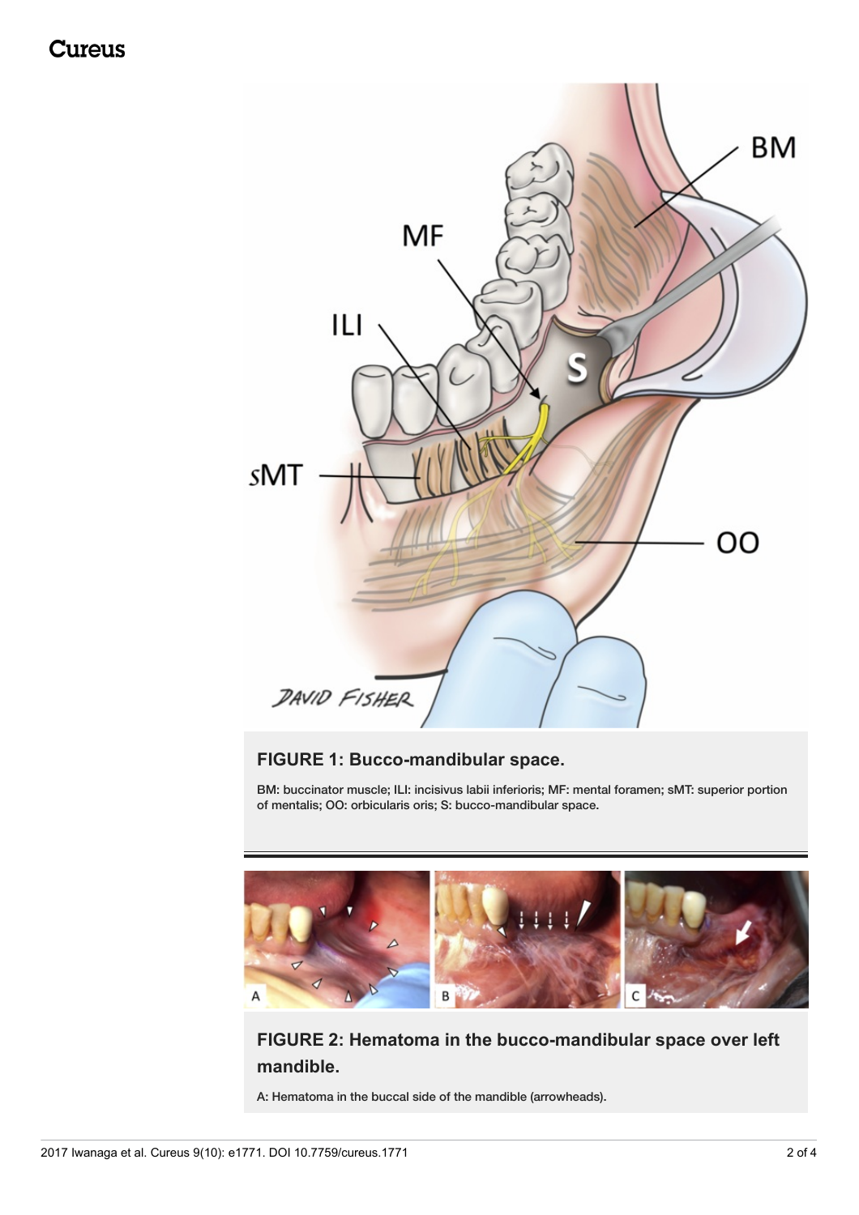**FIGURE 1: Bucco-mandibular space.**

BM: buccinator muscle; ILI: incisivus labii inferioris; MF: mental foramen; sMT: superior portion of mentalis; OO: orbicularis oris; S: bucco-mandibular space.

**FIGURE 2: Hematoma in the bucco-mandibular space over left mandible.**

A: Hematoma in the buccal side of the mandible (arrowheads).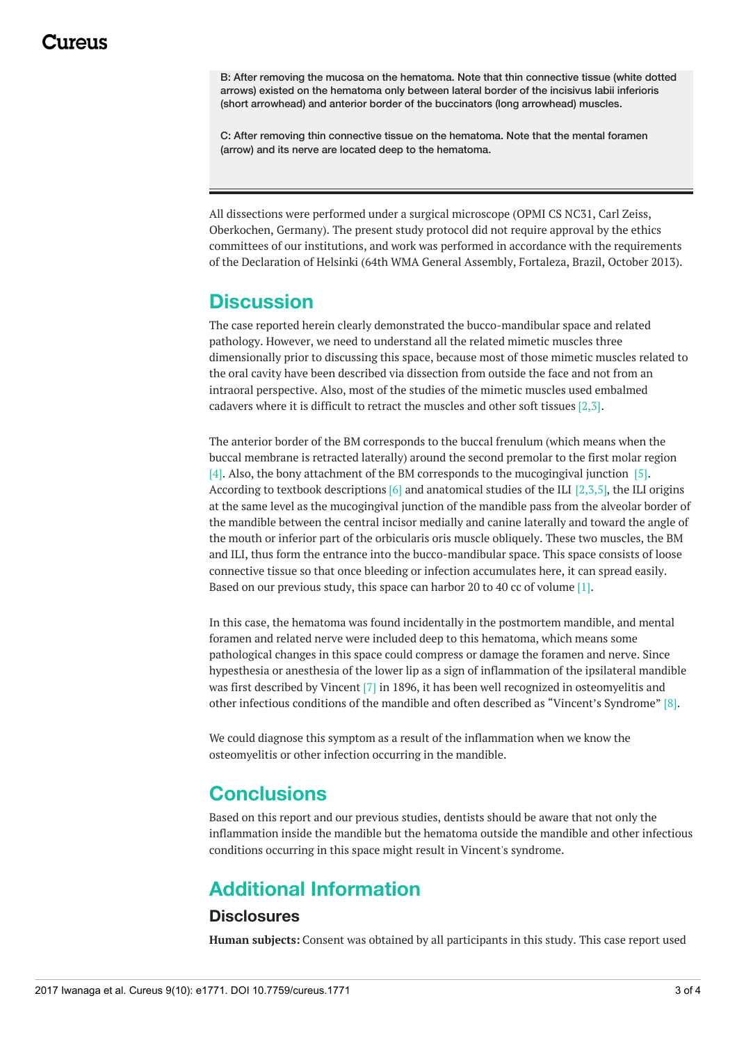B: After removing the mucosa on the hematoma. Note that thin connective tissue (white dotted arrows) existed on the hematoma only between lateral border of the incisivus labii inferioris (short arrowhead) and anterior border of the buccinators (long arrowhead) muscles.

C: After removing thin connective tissue on the hematoma. Note that the mental foramen (arrow) and its nerve are located deep to the hematoma.

All dissections were performed under a surgical microscope (OPMI CS NC31, Carl Zeiss, Oberkochen, Germany). The present study protocol did not require approval by the ethics committees of our institutions, and work was performed in accordance with the requirements of the Declaration of Helsinki (64th WMA General Assembly, Fortaleza, Brazil, October 2013).

## Discussion

The case reported herein clearly demonstrated the bucco-mandibular space and related pathology. However, we need to understand all the related mimetic muscles three dimensionally prior to discussing this space, because most of those mimetic muscles related to the oral cavity have been described via dissection from outside the face and not from an intraoral perspective. Also, most of the studies of the mimetic muscles used embalmed cadavers where it is difficult to retract the muscles and other soft tissues [2,3].

The anterior border of the BM corresponds to the buccal frenulum (which means when the buccal membrane is retracted laterally) around the second premolar to the first molar region [4]. Also, the bony attachment of the BM corresponds to the mucogingival junction [5]. According to textbook descriptions [6] and anatomical studies of the ILI [2,3,5], the ILI origins at the same level as the mucogingival junction of the mandible pass from the alveolar border of the mandible between the central incisor medially and canine laterally and toward the angle of the mouth or inferior part of the orbicularis oris muscle obliquely. These two muscles, the BM and ILI, thus form the entrance into the bucco-mandibular space. This space consists of loose connective tissue so that once bleeding or infection accumulates here, it can spread easily. Based on our previous study, this space can harbor 20 to 40 cc of volume [1].

In this case, the hematoma was found incidentally in the postmortem mandible, and mental foramen and related nerve were included deep to this hematoma, which means some pathological changes in this space could compress or damage the foramen and nerve. Since hypesthesia or anesthesia of the lower lip as a sign of inflammation of the ipsilateral mandible was first described by Vincent [7] in 1896, it has been well recognized in osteomyelitis and other infectious conditions of the mandible and often described as "Vincent's Syndrome" [8].

We could diagnose this symptom as a result of the inflammation when we know the osteomyelitis or other infection occurring in the mandible.

## Conclusions

Based on this report and our previous studies, dentists should be aware that not only the inflammation inside the mandible but the hematoma outside the mandible and other infectious conditions occurring in this space might result in Vincent's syndrome.

## Additional Information

### Disclosures

**Human subjects:** Consent was obtained by all participants in this study. This case report used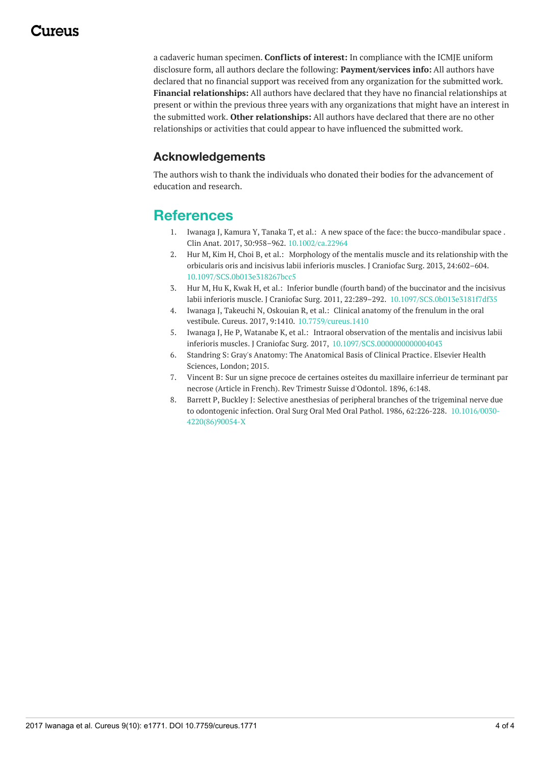a cadaveric human specimen. **Conflicts of interest:** In compliance with the ICMJE uniform disclosure form, all authors declare the following: **Payment/services info:** All authors have declared that no financial support was received from any organization for the submitted work. **Financial relationships:** All authors have declared that they have no financial relationships at present or within the previous three years with any organizations that might have an interest in the submitted work. **Other relationships:** All authors have declared that there are no other relationships or activities that could appear to have influenced the submitted work.

## Acknowledgements

The authors wish to thank the individuals who donated their bodies for the advancement of education and research.

# References

1. Iwanaga J, Kamura Y, Tanaka T, et al.: A new space of the face: the bucco-mandibular space . Clin Anat. 2017, 30:958–962. 10.1002/ca.22964
2. Hur M, Kim H, Choi B, et al.: Morphology of the mentalis muscle and its relationship with the orbicularis oris and incisivus labii inferioris muscles. J Craniofac Surg. 2013, 24:602–604. 10.1097/SCS.0b013e318267bcc5
3. Hur M, Hu K, Kwak H, et al.: Inferior bundle (fourth band) of the buccinator and the incisivus labii inferioris muscle. J Craniofac Surg. 2011, 22:289–292. 10.1097/SCS.0b013e3181f7df35
4. Iwanaga J, Takeuchi N, Oskouian R, et al.: Clinical anatomy of the frenulum in the oral vestibule. Cureus. 2017, 9:1410. 10.7759/cureus.1410
5. Iwanaga J, He P, Watanabe K, et al.: Intraoral observation of the mentalis and incisivus labii inferioris muscles. J Craniofac Surg. 2017, 10.1097/SCS.0000000000004043
6. Standring S: Gray's Anatomy: The Anatomical Basis of Clinical Practice. Elsevier Health Sciences, London; 2015.
7. Vincent B: Sur un signe precoce de certaines osteites du maxillaire inferrieur de terminant par necrose (Article in French). Rev Trimestr Suisse d'Odontol. 1896, 6:148.
8. Barrett P, Buckley J: Selective anesthesias of peripheral branches of the trigeminal nerve due to odontogenic infection. Oral Surg Oral Med Oral Pathol. 1986, 62:226-228. 10.1016/0030-4220(86)90054-X